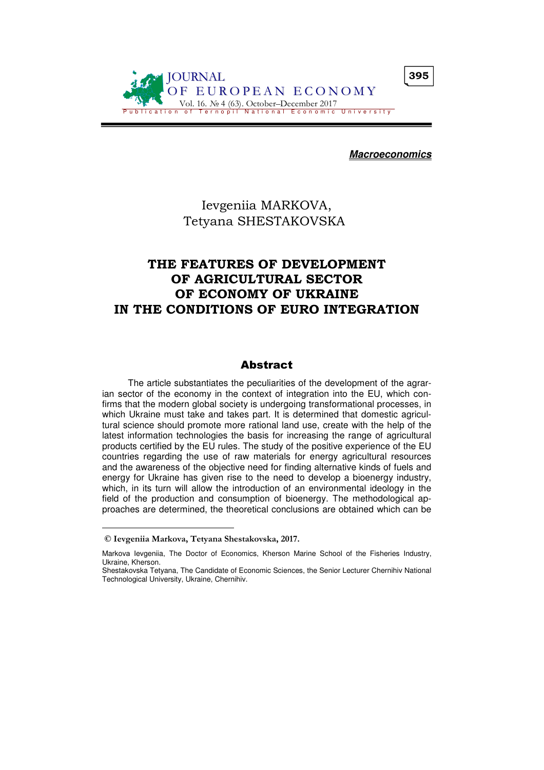***Macroeconomics***

Ievgeniia MARKOVA,
Tetyana SHESTAKOVSKA

# THE FEATURES OF DEVELOPMENT OF AGRICULTURAL SECTOR OF ECONOMY OF UKRAINE IN THE CONDITIONS OF EURO INTEGRATION

## Abstract

The article substantiates the peculiarities of the development of the agrarian sector of the economy in the context of integration into the EU, which confirms that the modern global society is undergoing transformational processes, in which Ukraine must take and takes part. It is determined that domestic agricultural science should promote more rational land use, create with the help of the latest information technologies the basis for increasing the range of agricultural products certified by the EU rules. The study of the positive experience of the EU countries regarding the use of raw materials for energy agricultural resources and the awareness of the objective need for finding alternative kinds of fuels and energy for Ukraine has given rise to the need to develop a bioenergy industry, which, in its turn will allow the introduction of an environmental ideology in the field of the production and consumption of bioenergy. The methodological approaches are determined, the theoretical conclusions are obtained which can be

---

**© Ievgeniia Markova, Tetyana Shestakovska, 2017.**

Markova Ievgeniia, The Doctor of Economics, Kherson Marine School of the Fisheries Industry, Ukraine, Kherson.
Shestakovska Tetyana, The Candidate of Economic Sciences, the Senior Lecturer Chernihiv National Technological University, Ukraine, Chernihiv.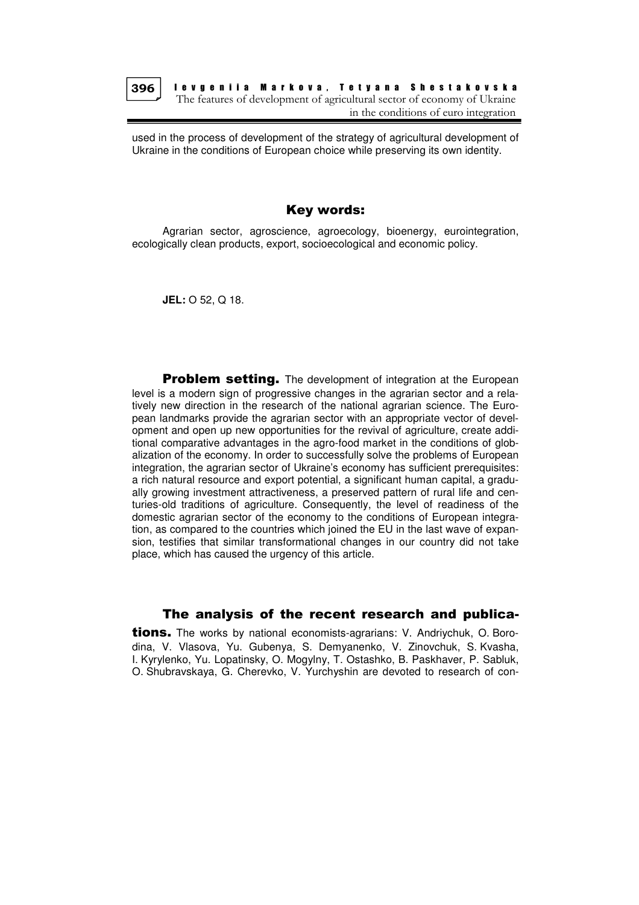used in the process of development of the strategy of agricultural development of Ukraine in the conditions of European choice while preserving its own identity.

## Key words:

Agrarian sector, agroscience, agroecology, bioenergy, eurointegration, ecologically clean products, export, socioecological and economic policy.

**JEL:** O 52, Q 18.

**Problem setting.** The development of integration at the European level is a modern sign of progressive changes in the agrarian sector and a relatively new direction in the research of the national agrarian science. The European landmarks provide the agrarian sector with an appropriate vector of development and open up new opportunities for the revival of agriculture, create additional comparative advantages in the agro-food market in the conditions of globalization of the economy. In order to successfully solve the problems of European integration, the agrarian sector of Ukraine's economy has sufficient prerequisites: a rich natural resource and export potential, a significant human capital, a gradually growing investment attractiveness, a preserved pattern of rural life and centuries-old traditions of agriculture. Consequently, the level of readiness of the domestic agrarian sector of the economy to the conditions of European integration, as compared to the countries which joined the EU in the last wave of expansion, testifies that similar transformational changes in our country did not take place, which has caused the urgency of this article.

**The analysis of the recent research and publications.** The works by national economists-agrarians: V. Andriychuk, O. Borodina, V. Vlasova, Yu. Gubenya, S. Demyanenko, V. Zinovchuk, S. Kvasha, I. Kyrylenko, Yu. Lopatinsky, O. Mogylny, T. Ostashko, B. Paskhaver, P. Sabluk, O. Shubravskaya, G. Cherevko, V. Yurchyshin are devoted to research of con-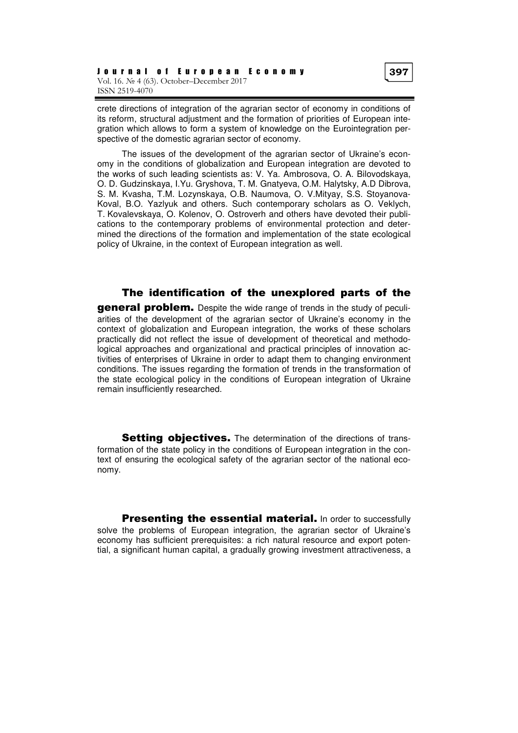crete directions of integration of the agrarian sector of economy in conditions of its reform, structural adjustment and the formation of priorities of European integration which allows to form a system of knowledge on the Eurointegration perspective of the domestic agrarian sector of economy.

The issues of the development of the agrarian sector of Ukraine's economy in the conditions of globalization and European integration are devoted to the works of such leading scientists as: V. Ya. Ambrosova, O. A. Bilovodskaya, O. D. Gudzinskaya, I.Yu. Gryshova, T. M. Gnatyeva, O.M. Halytsky, A.D Dibrova, S. M. Kvasha, T.M. Lozynskaya, O.B. Naumova, O. V.Mityay, S.S. Stoyanova-Koval, B.O. Yazlyuk and others. Such contemporary scholars as O. Veklych, T. Kovalevskaya, O. Kolenov, O. Ostroverh and others have devoted their publications to the contemporary problems of environmental protection and determined the directions of the formation and implementation of the state ecological policy of Ukraine, in the context of European integration as well.

**The identification of the unexplored parts of the general problem.** Despite the wide range of trends in the study of peculiarities of the development of the agrarian sector of Ukraine's economy in the context of globalization and European integration, the works of these scholars practically did not reflect the issue of development of theoretical and methodological approaches and organizational and practical principles of innovation activities of enterprises of Ukraine in order to adapt them to changing environment conditions. The issues regarding the formation of trends in the transformation of the state ecological policy in the conditions of European integration of Ukraine remain insufficiently researched.

**Setting objectives.** The determination of the directions of transformation of the state policy in the conditions of European integration in the context of ensuring the ecological safety of the agrarian sector of the national economy.

**Presenting the essential material.** In order to successfully solve the problems of European integration, the agrarian sector of Ukraine's economy has sufficient prerequisites: a rich natural resource and export potential, a significant human capital, a gradually growing investment attractiveness, a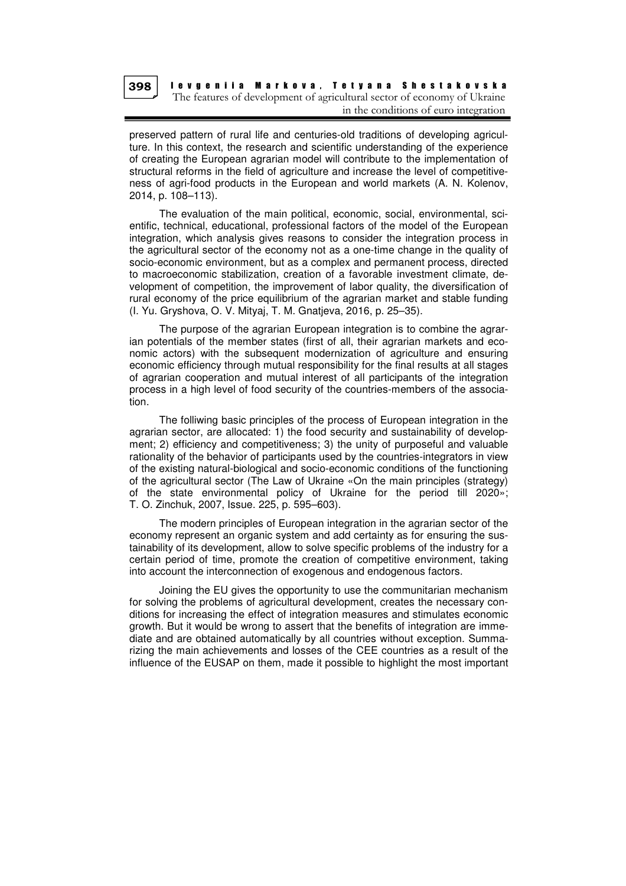preserved pattern of rural life and centuries-old traditions of developing agriculture. In this context, the research and scientific understanding of the experience of creating the European agrarian model will contribute to the implementation of structural reforms in the field of agriculture and increase the level of competitiveness of agri-food products in the European and world markets (A. N. Kolenov, 2014, p. 108–113).

The evaluation of the main political, economic, social, environmental, scientific, technical, educational, professional factors of the model of the European integration, which analysis gives reasons to consider the integration process in the agricultural sector of the economy not as a one-time change in the quality of socio-economic environment, but as a complex and permanent process, directed to macroeconomic stabilization, creation of a favorable investment climate, development of competition, the improvement of labor quality, the diversification of rural economy of the price equilibrium of the agrarian market and stable funding (I. Yu. Gryshova, O. V. Mityaj, T. M. Gnatjeva, 2016, p. 25–35).

The purpose of the agrarian European integration is to combine the agrarian potentials of the member states (first of all, their agrarian markets and economic actors) with the subsequent modernization of agriculture and ensuring economic efficiency through mutual responsibility for the final results at all stages of agrarian cooperation and mutual interest of all participants of the integration process in a high level of food security of the countries-members of the association.

The folliwing basic principles of the process of European integration in the agrarian sector, are allocated: 1) the food security and sustainability of development; 2) efficiency and competitiveness; 3) the unity of purposeful and valuable rationality of the behavior of participants used by the countries-integrators in view of the existing natural-biological and socio-economic conditions of the functioning of the agricultural sector (The Law of Ukraine «On the main principles (strategy) of the state environmental policy of Ukraine for the period till 2020»; T. O. Zinchuk, 2007, Issue. 225, p. 595–603).

The modern principles of European integration in the agrarian sector of the economy represent an organic system and add certainty as for ensuring the sustainability of its development, allow to solve specific problems of the industry for a certain period of time, promote the creation of competitive environment, taking into account the interconnection of exogenous and endogenous factors.

Joining the EU gives the opportunity to use the communitarian mechanism for solving the problems of agricultural development, creates the necessary conditions for increasing the effect of integration measures and stimulates economic growth. But it would be wrong to assert that the benefits of integration are immediate and are obtained automatically by all countries without exception. Summarizing the main achievements and losses of the CEE countries as a result of the influence of the EUSAP on them, made it possible to highlight the most important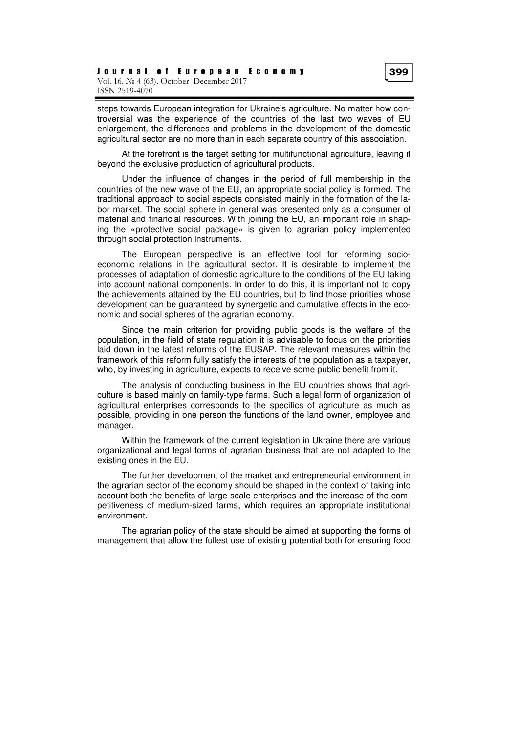steps towards European integration for Ukraine's agriculture. No matter how controversial was the experience of the countries of the last two waves of EU enlargement, the differences and problems in the development of the domestic agricultural sector are no more than in each separate country of this association.

At the forefront is the target setting for multifunctional agriculture, leaving it beyond the exclusive production of agricultural products.

Under the influence of changes in the period of full membership in the countries of the new wave of the EU, an appropriate social policy is formed. The traditional approach to social aspects consisted mainly in the formation of the labor market. The social sphere in general was presented only as a consumer of material and financial resources. With joining the EU, an important role in shaping the «protective social package» is given to agrarian policy implemented through social protection instruments.

The European perspective is an effective tool for reforming socio-economic relations in the agricultural sector. It is desirable to implement the processes of adaptation of domestic agriculture to the conditions of the EU taking into account national components. In order to do this, it is important not to copy the achievements attained by the EU countries, but to find those priorities whose development can be guaranteed by synergetic and cumulative effects in the economic and social spheres of the agrarian economy.

Since the main criterion for providing public goods is the welfare of the population, in the field of state regulation it is advisable to focus on the priorities laid down in the latest reforms of the EUSAP. The relevant measures within the framework of this reform fully satisfy the interests of the population as a taxpayer, who, by investing in agriculture, expects to receive some public benefit from it.

The analysis of conducting business in the EU countries shows that agriculture is based mainly on family-type farms. Such a legal form of organization of agricultural enterprises corresponds to the specifics of agriculture as much as possible, providing in one person the functions of the land owner, employee and manager.

Within the framework of the current legislation in Ukraine there are various organizational and legal forms of agrarian business that are not adapted to the existing ones in the EU.

The further development of the market and entrepreneurial environment in the agrarian sector of the economy should be shaped in the context of taking into account both the benefits of large-scale enterprises and the increase of the competitiveness of medium-sized farms, which requires an appropriate institutional environment.

The agrarian policy of the state should be aimed at supporting the forms of management that allow the fullest use of existing potential both for ensuring food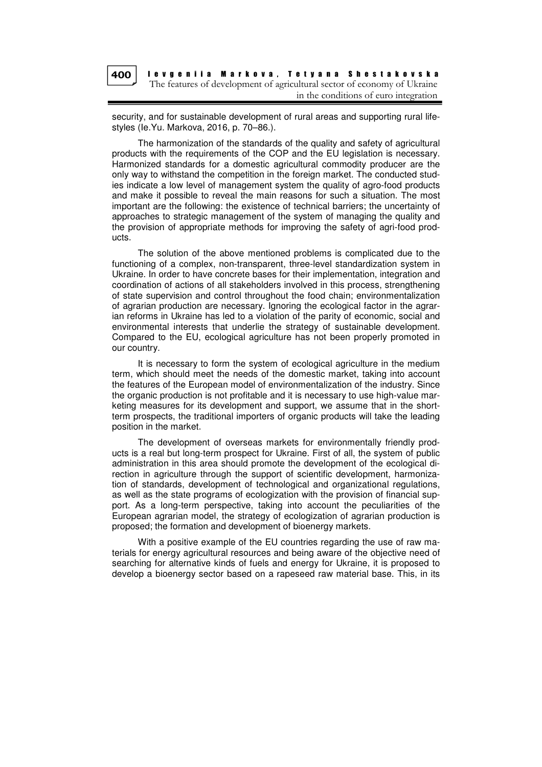security, and for sustainable development of rural areas and supporting rural lifestyles (Ie.Yu. Markova, 2016, p. 70–86.).

The harmonization of the standards of the quality and safety of agricultural products with the requirements of the COP and the EU legislation is necessary. Harmonized standards for a domestic agricultural commodity producer are the only way to withstand the competition in the foreign market. The conducted studies indicate a low level of management system the quality of agro-food products and make it possible to reveal the main reasons for such a situation. The most important are the following: the existence of technical barriers; the uncertainty of approaches to strategic management of the system of managing the quality and the provision of appropriate methods for improving the safety of agri-food products.

The solution of the above mentioned problems is complicated due to the functioning of a complex, non-transparent, three-level standardization system in Ukraine. In order to have concrete bases for their implementation, integration and coordination of actions of all stakeholders involved in this process, strengthening of state supervision and control throughout the food chain; environmentalization of agrarian production are necessary. Ignoring the ecological factor in the agrarian reforms in Ukraine has led to a violation of the parity of economic, social and environmental interests that underlie the strategy of sustainable development. Compared to the EU, ecological agriculture has not been properly promoted in our country.

It is necessary to form the system of ecological agriculture in the medium term, which should meet the needs of the domestic market, taking into account the features of the European model of environmentalization of the industry. Since the organic production is not profitable and it is necessary to use high-value marketing measures for its development and support, we assume that in the short-term prospects, the traditional importers of organic products will take the leading position in the market.

The development of overseas markets for environmentally friendly products is a real but long-term prospect for Ukraine. First of all, the system of public administration in this area should promote the development of the ecological direction in agriculture through the support of scientific development, harmonization of standards, development of technological and organizational regulations, as well as the state programs of ecologization with the provision of financial support. As a long-term perspective, taking into account the peculiarities of the European agrarian model, the strategy of ecologization of agrarian production is proposed; the formation and development of bioenergy markets.

With a positive example of the EU countries regarding the use of raw materials for energy agricultural resources and being aware of the objective need of searching for alternative kinds of fuels and energy for Ukraine, it is proposed to develop a bioenergy sector based on a rapeseed raw material base. This, in its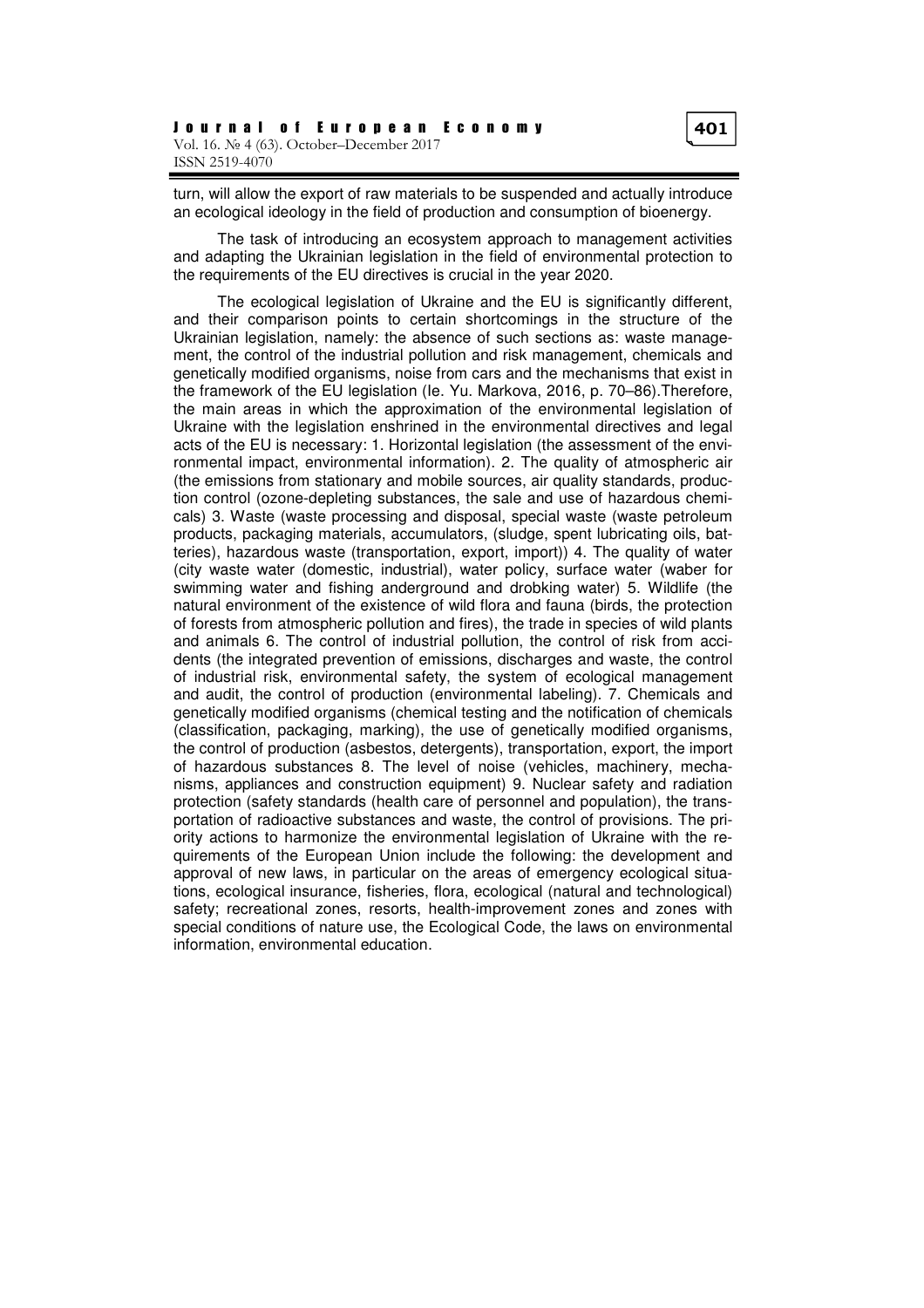turn, will allow the export of raw materials to be suspended and actually introduce an ecological ideology in the field of production and consumption of bioenergy.

The task of introducing an ecosystem approach to management activities and adapting the Ukrainian legislation in the field of environmental protection to the requirements of the EU directives is crucial in the year 2020.

The ecological legislation of Ukraine and the EU is significantly different, and their comparison points to certain shortcomings in the structure of the Ukrainian legislation, namely: the absence of such sections as: waste management, the control of the industrial pollution and risk management, chemicals and genetically modified organisms, noise from cars and the mechanisms that exist in the framework of the EU legislation (Ie. Yu. Markova, 2016, p. 70–86).Therefore, the main areas in which the approximation of the environmental legislation of Ukraine with the legislation enshrined in the environmental directives and legal acts of the EU is necessary: 1. Horizontal legislation (the assessment of the environmental impact, environmental information). 2. The quality of atmospheric air (the emissions from stationary and mobile sources, air quality standards, production control (ozone-depleting substances, the sale and use of hazardous chemicals) 3. Waste (waste processing and disposal, special waste (waste petroleum products, packaging materials, accumulators, (sludge, spent lubricating oils, batteries), hazardous waste (transportation, export, import)) 4. The quality of water (city waste water (domestic, industrial), water policy, surface water (waber for swimming water and fishing anderground and drobking water) 5. Wildlife (the natural environment of the existence of wild flora and fauna (birds, the protection of forests from atmospheric pollution and fires), the trade in species of wild plants and animals 6. The control of industrial pollution, the control of risk from accidents (the integrated prevention of emissions, discharges and waste, the control of industrial risk, environmental safety, the system of ecological management and audit, the control of production (environmental labeling). 7. Chemicals and genetically modified organisms (chemical testing and the notification of chemicals (classification, packaging, marking), the use of genetically modified organisms, the control of production (asbestos, detergents), transportation, export, the import of hazardous substances 8. The level of noise (vehicles, machinery, mechanisms, appliances and construction equipment) 9. Nuclear safety and radiation protection (safety standards (health care of personnel and population), the transportation of radioactive substances and waste, the control of provisions. The priority actions to harmonize the environmental legislation of Ukraine with the requirements of the European Union include the following: the development and approval of new laws, in particular on the areas of emergency ecological situations, ecological insurance, fisheries, flora, ecological (natural and technological) safety; recreational zones, resorts, health-improvement zones and zones with special conditions of nature use, the Ecological Code, the laws on environmental information, environmental education.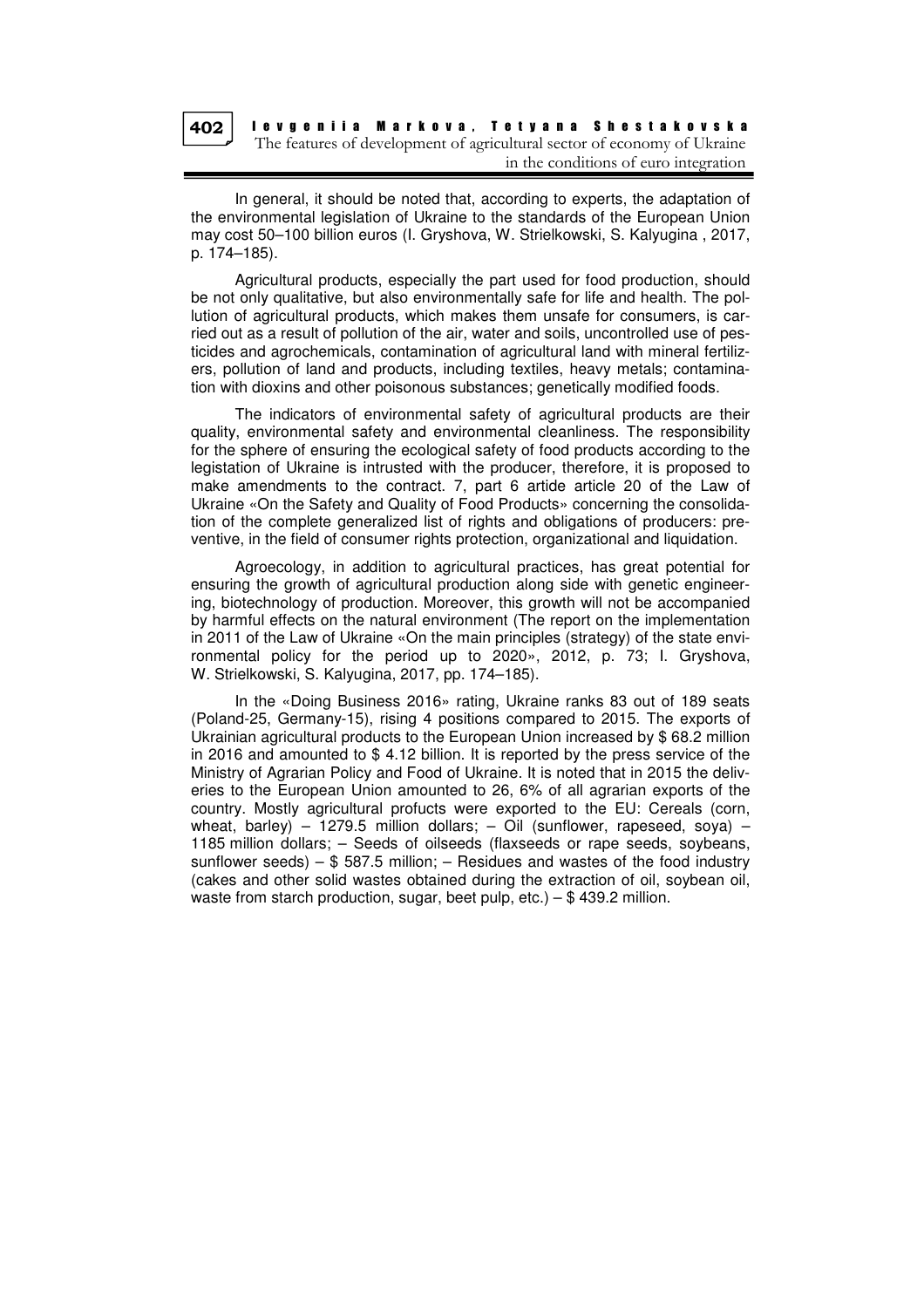In general, it should be noted that, according to experts, the adaptation of the environmental legislation of Ukraine to the standards of the European Union may cost 50–100 billion euros (I. Gryshova, W. Strielkowski, S. Kalyugina , 2017, p. 174–185).

Agricultural products, especially the part used for food production, should be not only qualitative, but also environmentally safe for life and health. The pollution of agricultural products, which makes them unsafe for consumers, is carried out as a result of pollution of the air, water and soils, uncontrolled use of pesticides and agrochemicals, contamination of agricultural land with mineral fertilizers, pollution of land and products, including textiles, heavy metals; contamination with dioxins and other poisonous substances; genetically modified foods.

The indicators of environmental safety of agricultural products are their quality, environmental safety and environmental cleanliness. The responsibility for the sphere of ensuring the ecological safety of food products according to the legistation of Ukraine is intrusted with the producer, therefore, it is proposed to make amendments to the contract. 7, part 6 artide article 20 of the Law of Ukraine «On the Safety and Quality of Food Products» concerning the consolidation of the complete generalized list of rights and obligations of producers: preventive, in the field of consumer rights protection, organizational and liquidation.

Agroecology, in addition to agricultural practices, has great potential for ensuring the growth of agricultural production along side with genetic engineering, biotechnology of production. Moreover, this growth will not be accompanied by harmful effects on the natural environment (The report on the implementation in 2011 of the Law of Ukraine «On the main principles (strategy) of the state environmental policy for the period up to 2020», 2012, p. 73; I. Gryshova, W. Strielkowski, S. Kalyugina, 2017, pp. 174–185).

In the «Doing Business 2016» rating, Ukraine ranks 83 out of 189 seats (Poland-25, Germany-15), rising 4 positions compared to 2015. The exports of Ukrainian agricultural products to the European Union increased by $ 68.2 million in 2016 and amounted to $ 4.12 billion. It is reported by the press service of the Ministry of Agrarian Policy and Food of Ukraine. It is noted that in 2015 the deliveries to the European Union amounted to 26, 6% of all agrarian exports of the country. Mostly agricultural profucts were exported to the EU: Cereals (corn, wheat, barley) – 1279.5 million dollars; – Oil (sunflower, rapeseed, soya) – 1185 million dollars; – Seeds of oilseeds (flaxseeds or rape seeds, soybeans, sunflower seeds) – $ 587.5 million; – Residues and wastes of the food industry (cakes and other solid wastes obtained during the extraction of oil, soybean oil, waste from starch production, sugar, beet pulp, etc.) – $ 439.2 million.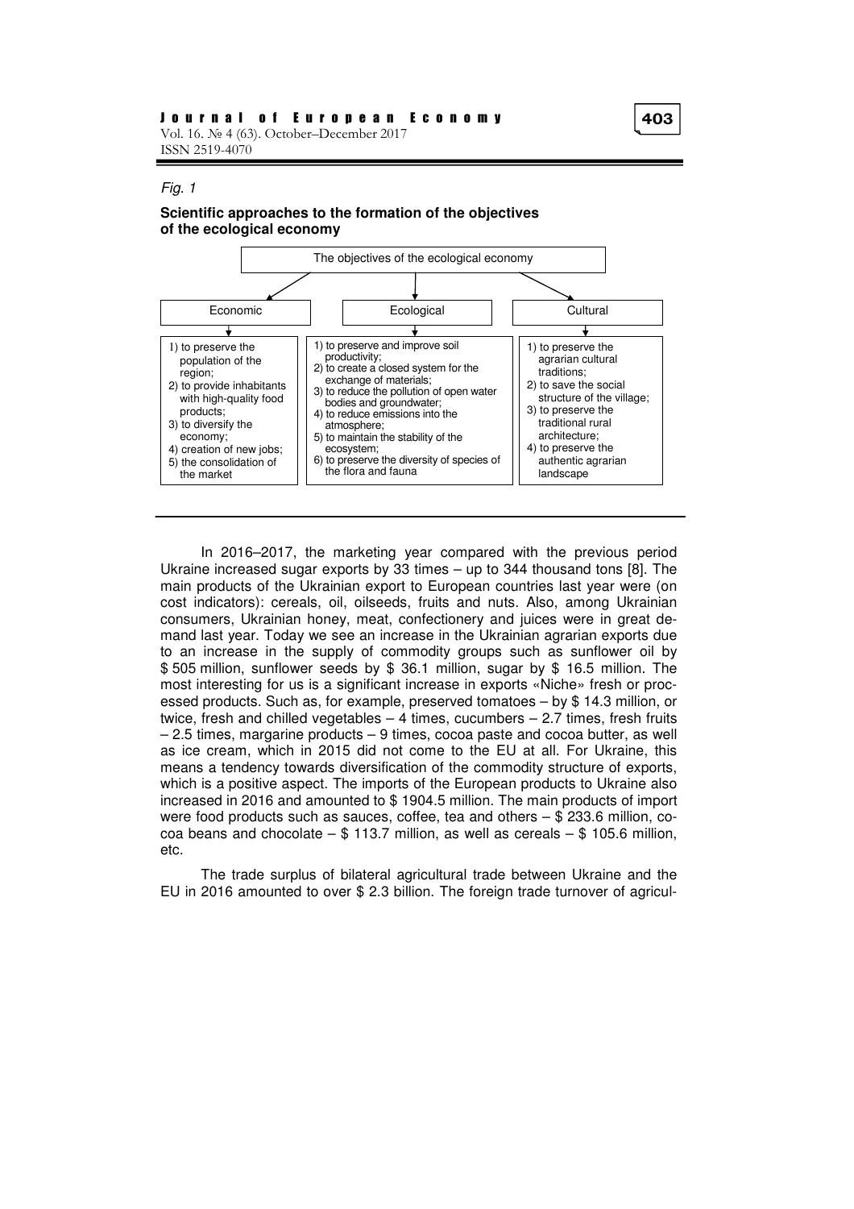*Fig. 1*

**Scientific approaches to the formation of the objectives of the ecological economy**

The objectives of the ecological economy

| Economic | Ecological | Cultural |
|---|---|---|
| 1) to preserve the population of the region;<br>2) to provide inhabitants with high-quality food products;<br>3) to diversify the economy;<br>4) creation of new jobs;<br>5) the consolidation of the market | 1) to preserve and improve soil productivity;<br>2) to create a closed system for the exchange of materials;<br>3) to reduce the pollution of open water bodies and groundwater;<br>4) to reduce emissions into the atmosphere;<br>5) to maintain the stability of the ecosystem;<br>6) to preserve the diversity of species of the flora and fauna | 1) to preserve the agrarian cultural traditions;<br>2) to save the social structure of the village;<br>3) to preserve the traditional rural architecture;<br>4) to preserve the authentic agrarian landscape |

In 2016–2017, the marketing year compared with the previous period Ukraine increased sugar exports by 33 times – up to 344 thousand tons [8]. The main products of the Ukrainian export to European countries last year were (on cost indicators): cereals, oil, oilseeds, fruits and nuts. Also, among Ukrainian consumers, Ukrainian honey, meat, confectionery and juices were in great demand last year. Today we see an increase in the Ukrainian agrarian exports due to an increase in the supply of commodity groups such as sunflower oil by $ 505 million, sunflower seeds by $ 36.1 million, sugar by $ 16.5 million. The most interesting for us is a significant increase in exports «Niche» fresh or processed products. Such as, for example, preserved tomatoes – by $ 14.3 million, or twice, fresh and chilled vegetables – 4 times, cucumbers – 2.7 times, fresh fruits – 2.5 times, margarine products – 9 times, cocoa paste and cocoa butter, as well as ice cream, which in 2015 did not come to the EU at all. For Ukraine, this means a tendency towards diversification of the commodity structure of exports, which is a positive aspect. The imports of the European products to Ukraine also increased in 2016 and amounted to $ 1904.5 million. The main products of import were food products such as sauces, coffee, tea and others – $ 233.6 million, cocoa beans and chocolate – $ 113.7 million, as well as cereals – $ 105.6 million, etc.

The trade surplus of bilateral agricultural trade between Ukraine and the EU in 2016 amounted to over $ 2.3 billion. The foreign trade turnover of agricul-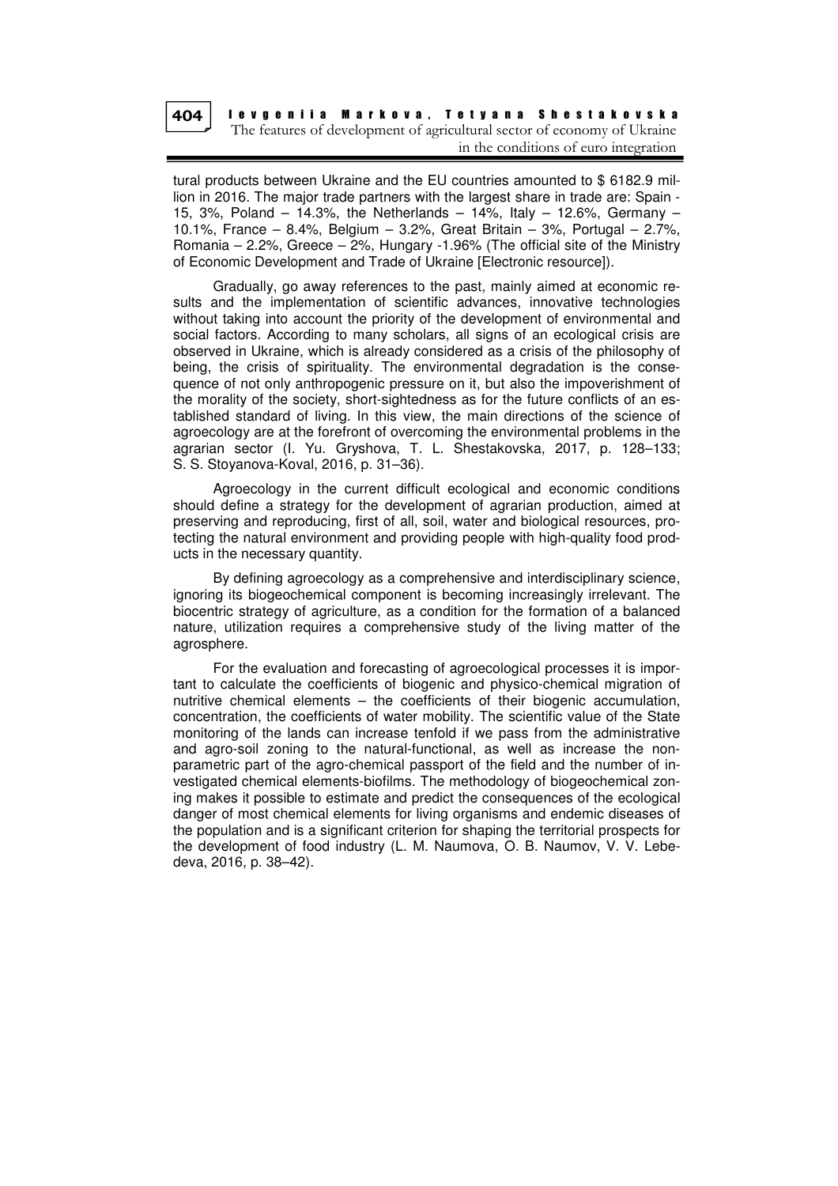tural products between Ukraine and the EU countries amounted to $ 6182.9 million in 2016. The major trade partners with the largest share in trade are: Spain - 15, 3%, Poland – 14.3%, the Netherlands – 14%, Italy – 12.6%, Germany – 10.1%, France – 8.4%, Belgium – 3.2%, Great Britain – 3%, Portugal – 2.7%, Romania – 2.2%, Greece – 2%, Hungary -1.96% (The official site of the Ministry of Economic Development and Trade of Ukraine [Electronic resource]).

Gradually, go away references to the past, mainly aimed at economic results and the implementation of scientific advances, innovative technologies without taking into account the priority of the development of environmental and social factors. According to many scholars, all signs of an ecological crisis are observed in Ukraine, which is already considered as a crisis of the philosophy of being, the crisis of spirituality. The environmental degradation is the consequence of not only anthropogenic pressure on it, but also the impoverishment of the morality of the society, short-sightedness as for the future conflicts of an established standard of living. In this view, the main directions of the science of agroecology are at the forefront of overcoming the environmental problems in the agrarian sector (I. Yu. Gryshova, T. L. Shestakovska, 2017, p. 128–133; S. S. Stoyanova-Koval, 2016, p. 31–36).

Agroecology in the current difficult ecological and economic conditions should define a strategy for the development of agrarian production, aimed at preserving and reproducing, first of all, soil, water and biological resources, protecting the natural environment and providing people with high-quality food products in the necessary quantity.

By defining agroecology as a comprehensive and interdisciplinary science, ignoring its biogeochemical component is becoming increasingly irrelevant. The biocentric strategy of agriculture, as a condition for the formation of a balanced nature, utilization requires a comprehensive study of the living matter of the agrosphere.

For the evaluation and forecasting of agroecological processes it is important to calculate the coefficients of biogenic and physico-chemical migration of nutritive chemical elements – the coefficients of their biogenic accumulation, concentration, the coefficients of water mobility. The scientific value of the State monitoring of the lands can increase tenfold if we pass from the administrative and agro-soil zoning to the natural-functional, as well as increase the non-parametric part of the agro-chemical passport of the field and the number of investigated chemical elements-biofilms. The methodology of biogeochemical zoning makes it possible to estimate and predict the consequences of the ecological danger of most chemical elements for living organisms and endemic diseases of the population and is a significant criterion for shaping the territorial prospects for the development of food industry (L. M. Naumova, O. B. Naumov, V. V. Lebedeva, 2016, p. 38–42).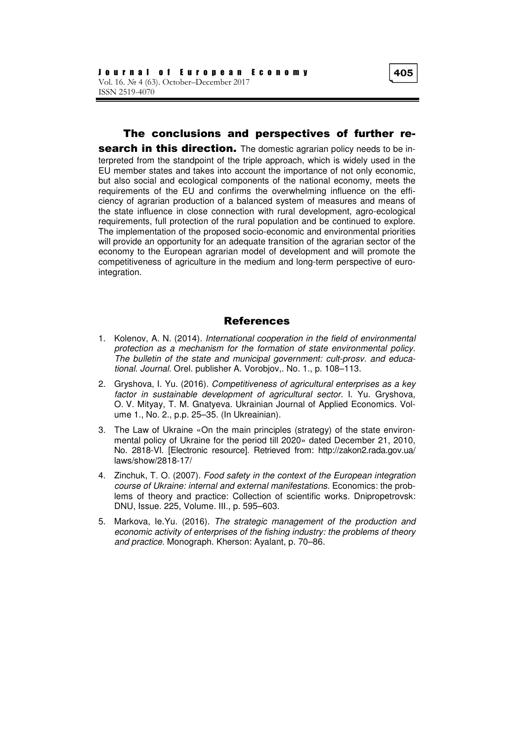**The conclusions and perspectives of further research in this direction.** The domestic agrarian policy needs to be interpreted from the standpoint of the triple approach, which is widely used in the EU member states and takes into account the importance of not only economic, but also social and ecological components of the national economy, meets the requirements of the EU and confirms the overwhelming influence on the efficiency of agrarian production of a balanced system of measures and means of the state influence in close connection with rural development, agro-ecological requirements, full protection of the rural population and be continued to explore. The implementation of the proposed socio-economic and environmental priorities will provide an opportunity for an adequate transition of the agrarian sector of the economy to the European agrarian model of development and will promote the competitiveness of agriculture in the medium and long-term perspective of euro-integration.

## References

1. Kolenov, A. N. (2014). *International cooperation in the field of environmental protection as a mechanism for the formation of state environmental policy. The bulletin of the state and municipal government: cult-prosv. and educational. Journal.* Orel. publisher A. Vorobjov,. No. 1., p. 108–113.
2. Gryshova, I. Yu. (2016). *Competitiveness of agricultural enterprises as a key factor in sustainable development of agricultural sector.* I. Yu. Gryshova, O. V. Mityay, T. M. Gnatyeva. Ukrainian Journal of Applied Economics. Volume 1., No. 2., p.p. 25–35. (In Ukreainian).
3. The Law of Ukraine «On the main principles (strategy) of the state environmental policy of Ukraine for the period till 2020» dated December 21, 2010, No. 2818-VI. [Electronic resource]. Retrieved from: http://zakon2.rada.gov.ua/laws/show/2818-17/
4. Zinchuk, T. O. (2007). *Food safety in the context of the European integration course of Ukraine: internal and external manifestations*. Economics: the problems of theory and practice: Collection of scientific works. Dnipropetrovsk: DNU, Issue. 225, Volume. III., p. 595–603.
5. Markova, Ie.Yu. (2016). *The strategic management of the production and economic activity of enterprises of the fishing industry: the problems of theory and practice.* Monograph. Kherson: Ayalant, p. 70–86.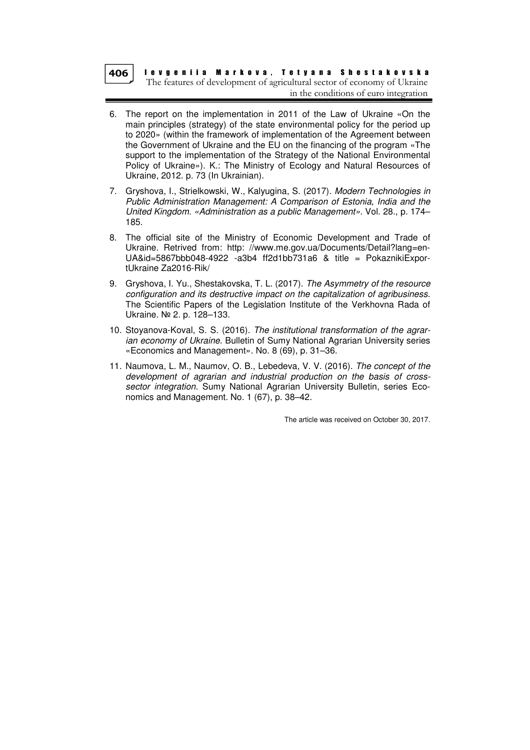6. The report on the implementation in 2011 of the Law of Ukraine «On the main principles (strategy) of the state environmental policy for the period up to 2020» (within the framework of implementation of the Agreement between the Government of Ukraine and the EU on the financing of the program «The support to the implementation of the Strategy of the National Environmental Policy of Ukraine»). K.: The Ministry of Ecology and Natural Resources of Ukraine, 2012. p. 73 (In Ukrainian).
7. Gryshova, I., Strielkowski, W., Kalyugina, S. (2017). *Modern Technologies in Public Administration Management: A Comparison of Estonia, India and the United Kingdom. «Administration as a public Management»*. Vol. 28., p. 174–185.
8. The official site of the Ministry of Economic Development and Trade of Ukraine. Retrived from: http: //www.me.gov.ua/Documents/Detail?lang=en-UA&id=5867bbb048-4922 -a3b4 ff2d1bb731a6 & title = PokaznikiExportUkraine Za2016-Rik/
9. Gryshova, I. Yu., Shestakovska, T. L. (2017). *The Asymmetry of the resource configuration and its destructive impact on the capitalization of agribusiness.* The Scientific Papers of the Legislation Institute of the Verkhovna Rada of Ukraine. № 2. p. 128–133.
10. Stoyanova-Koval, S. S. (2016). *The institutional transformation of the agrarian economy of Ukraine.* Bulletin of Sumy National Agrarian University series «Economics and Management». No. 8 (69), p. 31–36.
11. Naumova, L. M., Naumov, O. B., Lebedeva, V. V. (2016). *The concept of the development of agrarian and industrial production on the basis of cross-sector integration.* Sumy National Agrarian University Bulletin, series Economics and Management. No. 1 (67), p. 38–42.

The article was received on October 30, 2017.